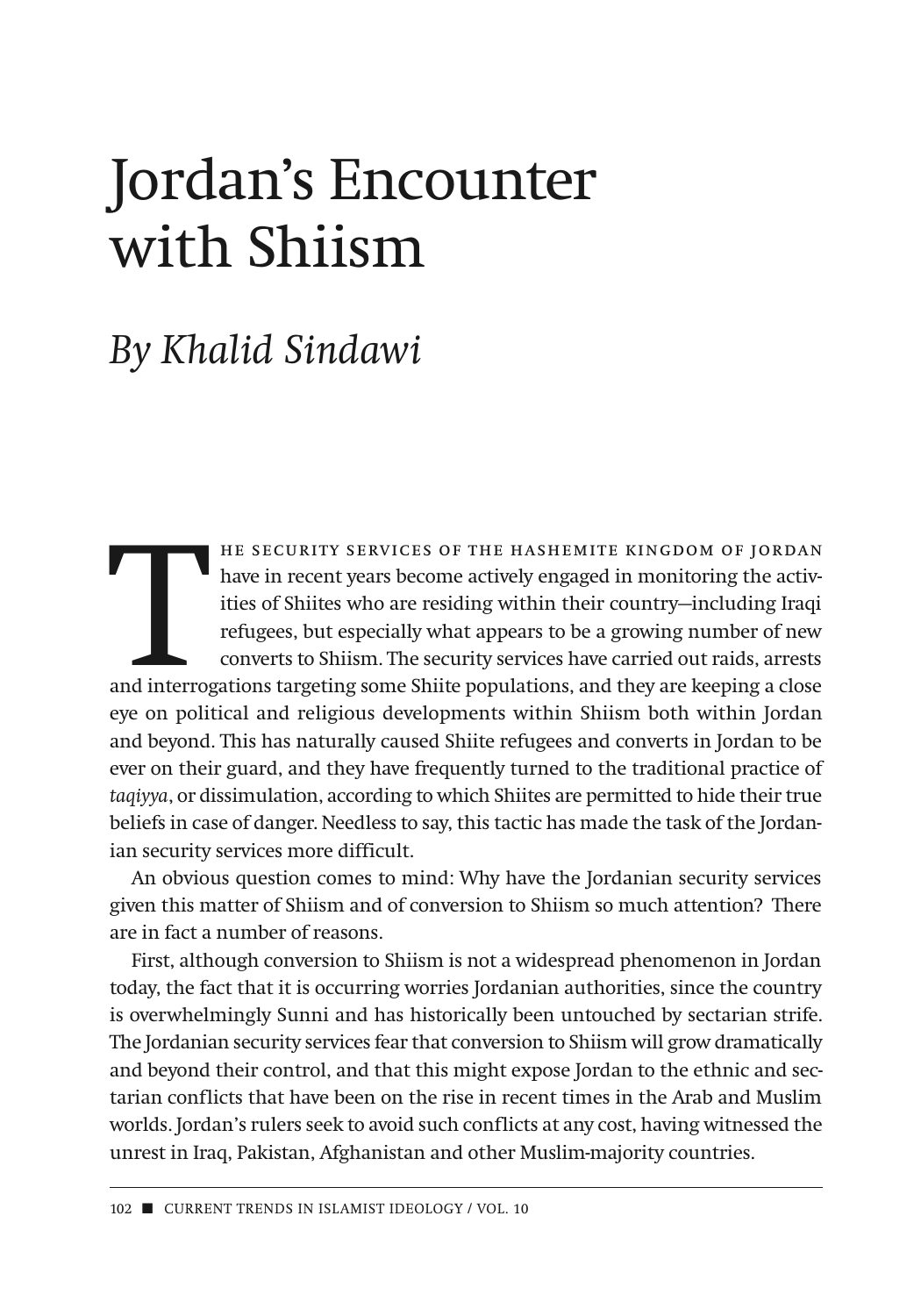# Jordan's Encounter with Shiism

## *By Khalid Sindawi*

The security services of the Hashemite Kingdom of Jordan have in recent years become actively engaged in monitoring the activities of Shiites who are residing within their country—including Iraqi refugees, but especially what appears to be a growing number of new converts to Shiism. The security services have carried out raids, arrests and interrogations targeting some Shiite populations, and they are keeping a close eye on political and religious developments within Shiism both within Jordan and beyond. This has naturally caused Shiite refugees and converts in Jordan to be ever on their guard, and they have frequently turned to the traditional practice of *taqiyya*, or dissimulation, according to which Shiites are permitted to hide their true beliefs in case of danger. Needless to say, this tactic has made the task of the Jordanian security services more difficult.

An obvious question comes to mind: Why have the Jordanian security services given this matter of Shiism and of conversion to Shiism so much attention? There are in fact a number of reasons.

First, although conversion to Shiism is not a widespread phenomenon in Jordan today, the fact that it is occurring worries Jordanian authorities, since the country is overwhelmingly Sunni and has historically been untouched by sectarian strife. The Jordanian security services fear that conversion to Shiism will grow dramatically and beyond their control, and that this might expose Jordan to the ethnic and sectarian conflicts that have been on the rise in recent times in the Arab and Muslim worlds. Jordan's rulers seek to avoid such conflicts at any cost, having witnessed the unrest in Iraq, Pakistan, Afghanistan and other Muslim-majority countries.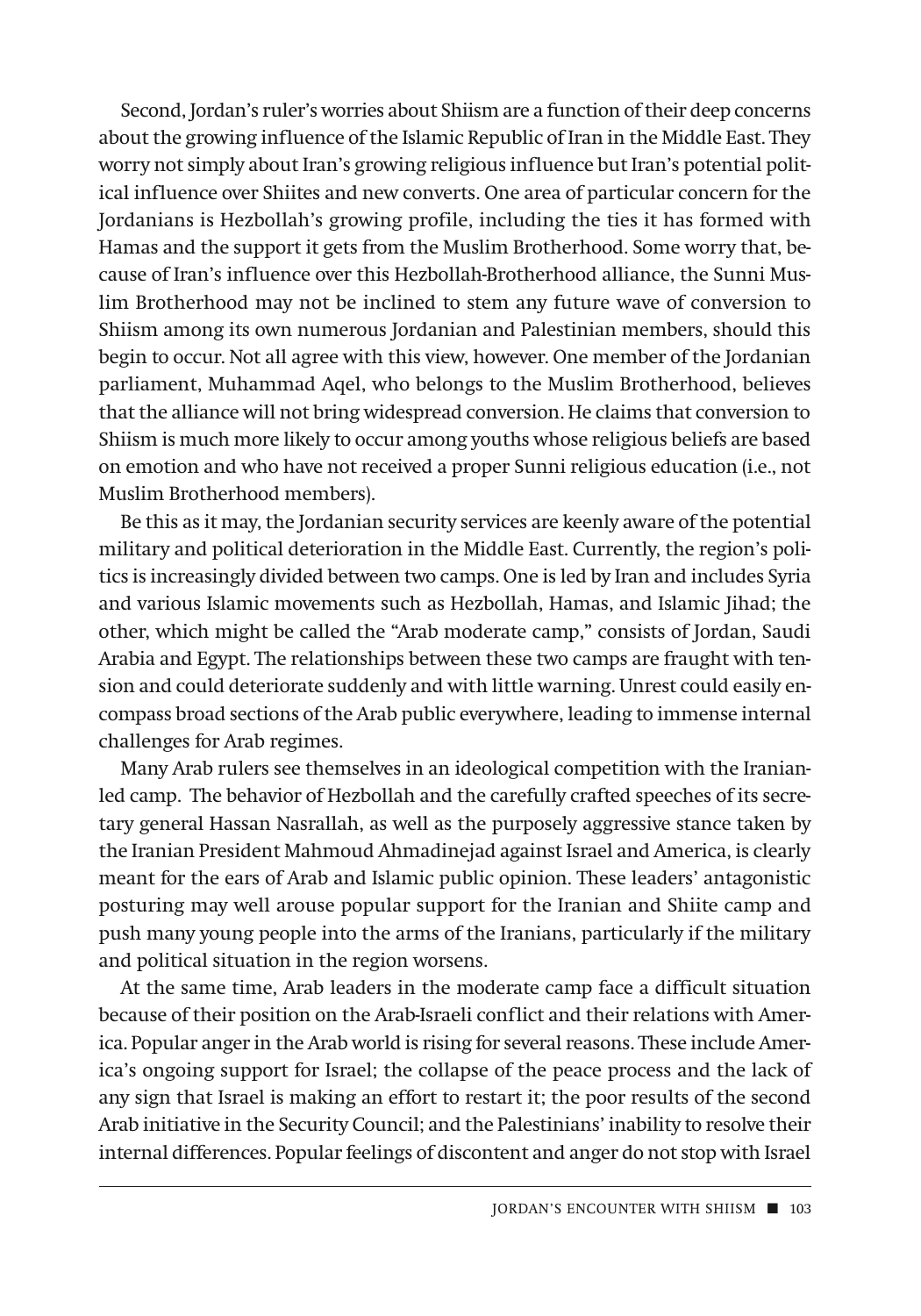Second, Jordan's ruler's worries about Shiism are a function of their deep concerns about the growing influence of the Islamic Republic of Iran in the Middle East. They worry not simply about Iran's growing religious influence but Iran's potential political influence over Shiites and new converts. One area of particular concern for the Jordanians is Hezbollah's growing profile, including the ties it has formed with Hamas and the support it gets from the Muslim Brotherhood. Some worry that, because of Iran's influence over this Hezbollah-Brotherhood alliance, the Sunni Muslim Brotherhood may not be inclined to stem any future wave of conversion to Shiism among its own numerous Jordanian and Palestinian members, should this begin to occur. Not all agree with this view, however. One member of the Jordanian parliament, Muhammad Aqel, who belongs to the Muslim Brotherhood, believes that the alliance will not bring widespread conversion. He claims that conversion to Shiism is much more likely to occur among youths whose religious beliefs are based on emotion and who have not received a proper Sunni religious education (i.e., not Muslim Brotherhood members).

Be this as it may, the Jordanian security services are keenly aware of the potential military and political deterioration in the Middle East. Currently, the region's politics is increasingly divided between two camps. One is led by Iran and includes Syria and various Islamic movements such as Hezbollah, Hamas, and Islamic Jihad; the other, which might be called the "Arab moderate camp," consists of Jordan, Saudi Arabia and Egypt. The relationships between these two camps are fraught with tension and could deteriorate suddenly and with little warning. Unrest could easily encompass broad sections of the Arab public everywhere, leading to immense internal challenges for Arab regimes.

Many Arab rulers see themselves in an ideological competition with the Iranian-led camp. The behavior of Hezbollah and the carefully crafted speeches of its secretary general Hassan Nasrallah, as well as the purposely aggressive stance taken by the Iranian President Mahmoud Ahmadinejad against Israel and America, is clearly meant for the ears of Arab and Islamic public opinion. These leaders' antagonistic posturing may well arouse popular support for the Iranian and Shiite camp and push many young people into the arms of the Iranians, particularly if the military and political situation in the region worsens.

At the same time, Arab leaders in the moderate camp face a difficult situation because of their position on the Arab-Israeli conflict and their relations with America. Popular anger in the Arab world is rising for several reasons. These include America's ongoing support for Israel; the collapse of the peace process and the lack of any sign that Israel is making an effort to restart it; the poor results of the second Arab initiative in the Security Council; and the Palestinians' inability to resolve their internal differences. Popular feelings of discontent and anger do not stop with Israel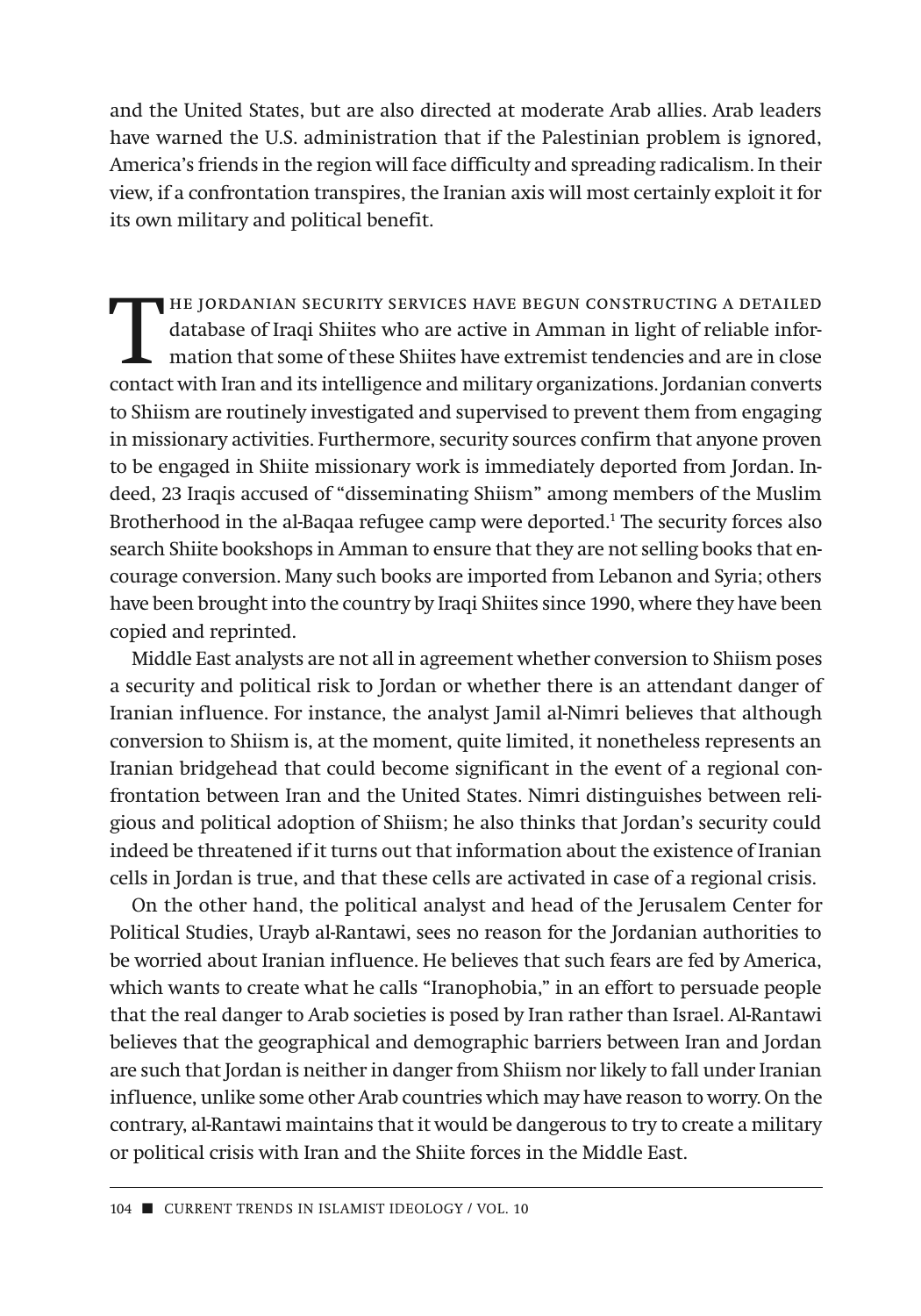and the United States, but are also directed at moderate Arab allies. Arab leaders have warned the U.S. administration that if the Palestinian problem is ignored, America's friends in the region will face difficulty and spreading radicalism. In their view, if a confrontation transpires, the Iranian axis will most certainly exploit it for its own military and political benefit.

The Jordanian security services have begun constructing a detailed database of Iraqi Shiites who are active in Amman in light of reliable information that some of these Shiites have extremist tendencies and are in close contact with Iran and its intelligence and military organizations. Jordanian converts to Shiism are routinely investigated and supervised to prevent them from engaging in missionary activities. Furthermore, security sources confirm that anyone proven to be engaged in Shiite missionary work is immediately deported from Jordan. Indeed, 23 Iraqis accused of "disseminating Shiism" among members of the Muslim Brotherhood in the al-Baqaa refugee camp were deported.[1] The security forces also search Shiite bookshops in Amman to ensure that they are not selling books that encourage conversion. Many such books are imported from Lebanon and Syria; others have been brought into the country by Iraqi Shiites since 1990, where they have been copied and reprinted.

Middle East analysts are not all in agreement whether conversion to Shiism poses a security and political risk to Jordan or whether there is an attendant danger of Iranian influence. For instance, the analyst Jamil al-Nimri believes that although conversion to Shiism is, at the moment, quite limited, it nonetheless represents an Iranian bridgehead that could become significant in the event of a regional confrontation between Iran and the United States. Nimri distinguishes between religious and political adoption of Shiism; he also thinks that Jordan's security could indeed be threatened if it turns out that information about the existence of Iranian cells in Jordan is true, and that these cells are activated in case of a regional crisis.

On the other hand, the political analyst and head of the Jerusalem Center for Political Studies, Urayb al-Rantawi, sees no reason for the Jordanian authorities to be worried about Iranian influence. He believes that such fears are fed by America, which wants to create what he calls "Iranophobia," in an effort to persuade people that the real danger to Arab societies is posed by Iran rather than Israel. Al-Rantawi believes that the geographical and demographic barriers between Iran and Jordan are such that Jordan is neither in danger from Shiism nor likely to fall under Iranian influence, unlike some other Arab countries which may have reason to worry. On the contrary, al-Rantawi maintains that it would be dangerous to try to create a military or political crisis with Iran and the Shiite forces in the Middle East.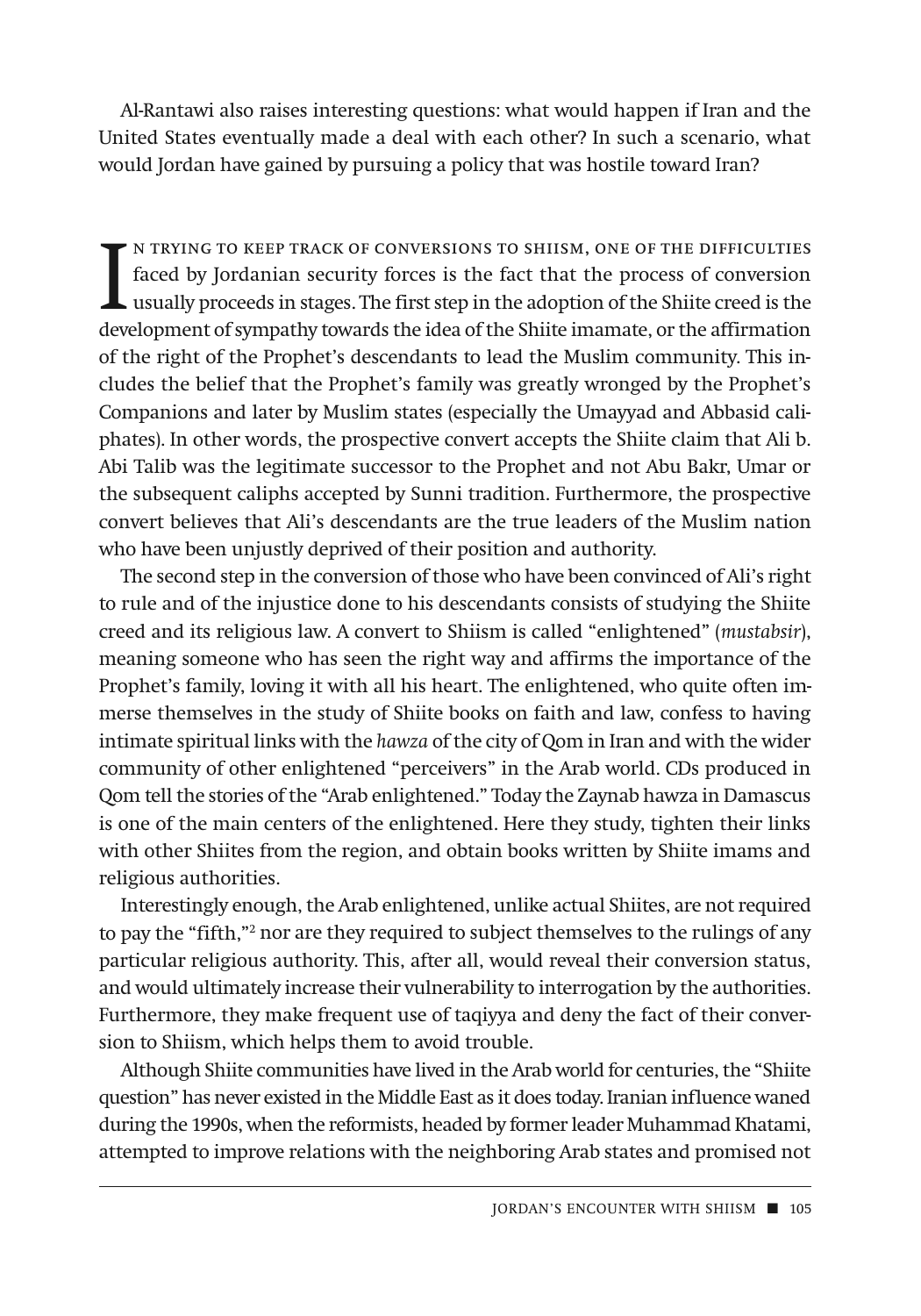Al-Rantawi also raises interesting questions: what would happen if Iran and the United States eventually made a deal with each other? In such a scenario, what would Jordan have gained by pursuing a policy that was hostile toward Iran?

In trying to keep track of conversions to Shiism, one of the difficulties faced by Jordanian security forces is the fact that the process of conversion usually proceeds in stages. The first step in the adoption of the Shiite creed is the development of sympathy towards the idea of the Shiite imamate, or the affirmation of the right of the Prophet's descendants to lead the Muslim community. This includes the belief that the Prophet's family was greatly wronged by the Prophet's Companions and later by Muslim states (especially the Umayyad and Abbasid caliphates). In other words, the prospective convert accepts the Shiite claim that Ali b. Abi Talib was the legitimate successor to the Prophet and not Abu Bakr, Umar or the subsequent caliphs accepted by Sunni tradition. Furthermore, the prospective convert believes that Ali's descendants are the true leaders of the Muslim nation who have been unjustly deprived of their position and authority.

The second step in the conversion of those who have been convinced of Ali's right to rule and of the injustice done to his descendants consists of studying the Shiite creed and its religious law. A convert to Shiism is called "enlightened" (*mustabsir*), meaning someone who has seen the right way and affirms the importance of the Prophet's family, loving it with all his heart. The enlightened, who quite often immerse themselves in the study of Shiite books on faith and law, confess to having intimate spiritual links with the *hawza* of the city of Qom in Iran and with the wider community of other enlightened "perceivers" in the Arab world. CDs produced in Qom tell the stories of the "Arab enlightened." Today the Zaynab hawza in Damascus is one of the main centers of the enlightened. Here they study, tighten their links with other Shiites from the region, and obtain books written by Shiite imams and religious authorities.

Interestingly enough, the Arab enlightened, unlike actual Shiites, are not required to pay the "fifth,"[2] nor are they required to subject themselves to the rulings of any particular religious authority. This, after all, would reveal their conversion status, and would ultimately increase their vulnerability to interrogation by the authorities. Furthermore, they make frequent use of taqiyya and deny the fact of their conversion to Shiism, which helps them to avoid trouble.

Although Shiite communities have lived in the Arab world for centuries, the "Shiite question" has never existed in the Middle East as it does today. Iranian influence waned during the 1990s, when the reformists, headed by former leader Muhammad Khatami, attempted to improve relations with the neighboring Arab states and promised not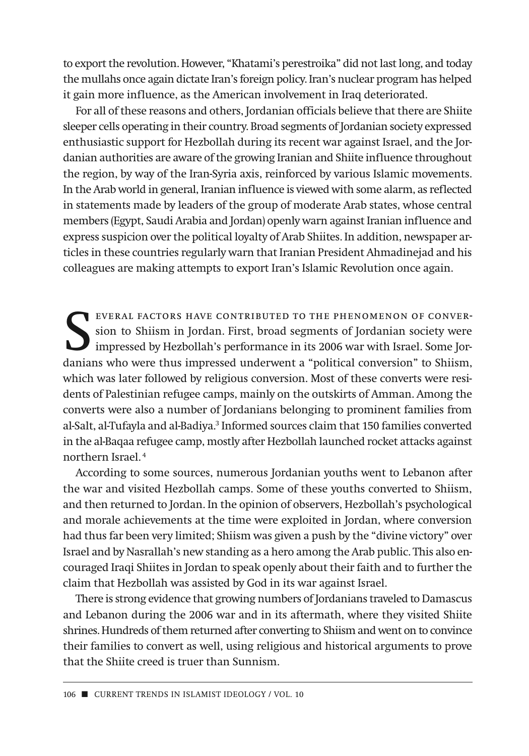to export the revolution. However, "Khatami's perestroika" did not last long, and today the mullahs once again dictate Iran's foreign policy. Iran's nuclear program has helped it gain more influence, as the American involvement in Iraq deteriorated.

For all of these reasons and others, Jordanian officials believe that there are Shiite sleeper cells operating in their country. Broad segments of Jordanian society expressed enthusiastic support for Hezbollah during its recent war against Israel, and the Jordanian authorities are aware of the growing Iranian and Shiite influence throughout the region, by way of the Iran-Syria axis, reinforced by various Islamic movements. In the Arab world in general, Iranian influence is viewed with some alarm, as reflected in statements made by leaders of the group of moderate Arab states, whose central members (Egypt, Saudi Arabia and Jordan) openly warn against Iranian influence and express suspicion over the political loyalty of Arab Shiites. In addition, newspaper articles in these countries regularly warn that Iranian President Ahmadinejad and his colleagues are making attempts to export Iran's Islamic Revolution once again.

Several factors have contributed to the phenomenon of conversion to Shiism in Jordan. First, broad segments of Jordanian society were impressed by Hezbollah's performance in its 2006 war with Israel. Some Jordanians who were thus impressed underwent a "political conversion" to Shiism, which was later followed by religious conversion. Most of these converts were residents of Palestinian refugee camps, mainly on the outskirts of Amman. Among the converts were also a number of Jordanians belonging to prominent families from al-Salt, al-Tufayla and al-Badiya.[3] Informed sources claim that 150 families converted in the al-Baqaa refugee camp, mostly after Hezbollah launched rocket attacks against northern Israel.[4]

According to some sources, numerous Jordanian youths went to Lebanon after the war and visited Hezbollah camps. Some of these youths converted to Shiism, and then returned to Jordan. In the opinion of observers, Hezbollah's psychological and morale achievements at the time were exploited in Jordan, where conversion had thus far been very limited; Shiism was given a push by the "divine victory" over Israel and by Nasrallah's new standing as a hero among the Arab public. This also encouraged Iraqi Shiites in Jordan to speak openly about their faith and to further the claim that Hezbollah was assisted by God in its war against Israel.

There is strong evidence that growing numbers of Jordanians traveled to Damascus and Lebanon during the 2006 war and in its aftermath, where they visited Shiite shrines. Hundreds of them returned after converting to Shiism and went on to convince their families to convert as well, using religious and historical arguments to prove that the Shiite creed is truer than Sunnism.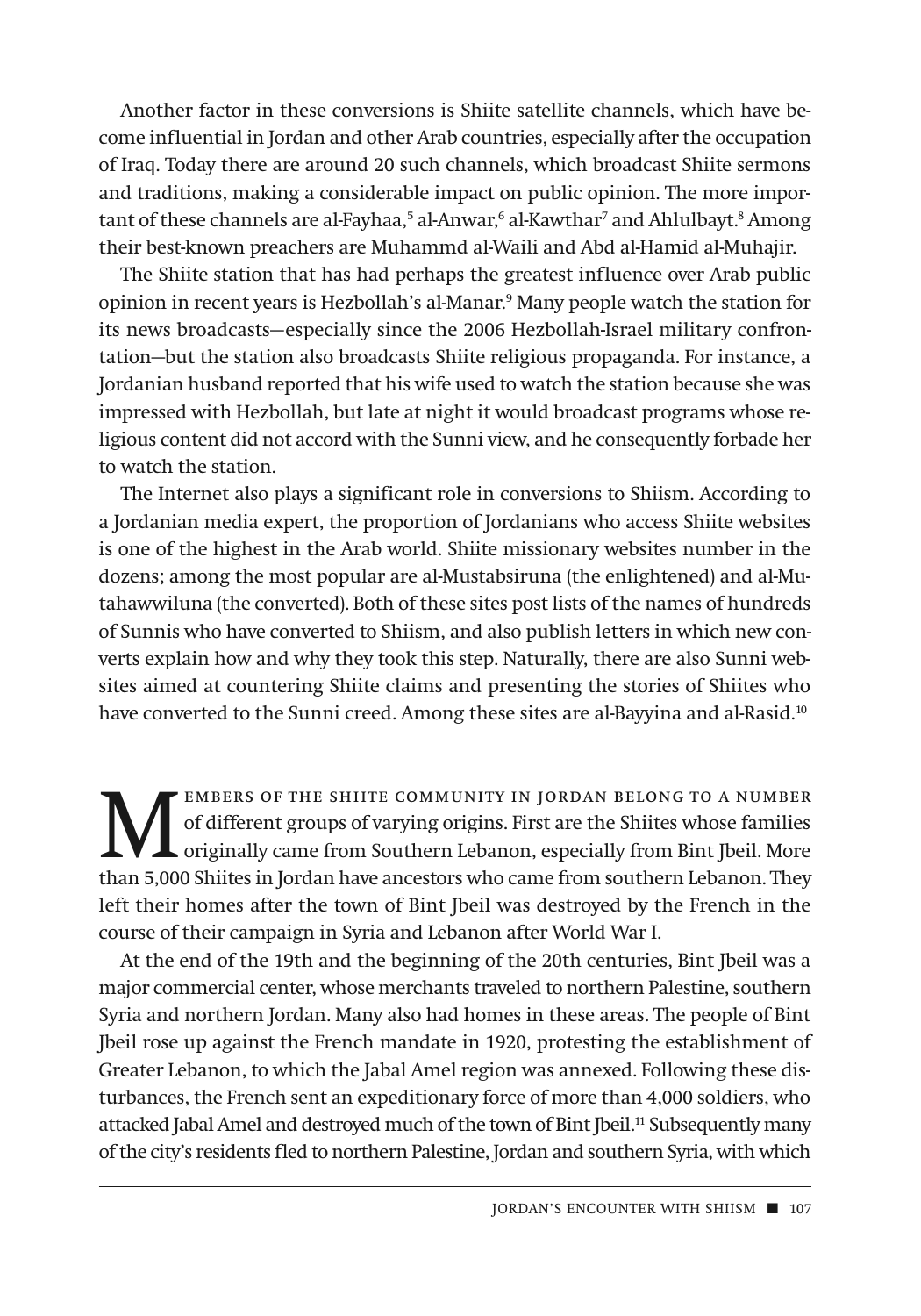Another factor in these conversions is Shiite satellite channels, which have become influential in Jordan and other Arab countries, especially after the occupation of Iraq. Today there are around 20 such channels, which broadcast Shiite sermons and traditions, making a considerable impact on public opinion. The more important of these channels are al-Fayhaa,[5] al-Anwar,[6] al-Kawthar[7] and Ahlulbayt.[8] Among their best-known preachers are Muhammd al-Waili and Abd al-Hamid al-Muhajir.

The Shiite station that has had perhaps the greatest influence over Arab public opinion in recent years is Hezbollah's al-Manar.[9] Many people watch the station for its news broadcasts—especially since the 2006 Hezbollah-Israel military confrontation—but the station also broadcasts Shiite religious propaganda. For instance, a Jordanian husband reported that his wife used to watch the station because she was impressed with Hezbollah, but late at night it would broadcast programs whose religious content did not accord with the Sunni view, and he consequently forbade her to watch the station.

The Internet also plays a significant role in conversions to Shiism. According to a Jordanian media expert, the proportion of Jordanians who access Shiite websites is one of the highest in the Arab world. Shiite missionary websites number in the dozens; among the most popular are al-Mustabsiruna (the enlightened) and al-Mutahawwiluna (the converted). Both of these sites post lists of the names of hundreds of Sunnis who have converted to Shiism, and also publish letters in which new converts explain how and why they took this step. Naturally, there are also Sunni websites aimed at countering Shiite claims and presenting the stories of Shiites who have converted to the Sunni creed. Among these sites are al-Bayyina and al-Rasid.[10]

Members of the Shiite community in Jordan belong to a number of different groups of varying origins. First are the Shiites whose families originally came from Southern Lebanon, especially from Bint Jbeil. More than 5,000 Shiites in Jordan have ancestors who came from southern Lebanon. They left their homes after the town of Bint Jbeil was destroyed by the French in the course of their campaign in Syria and Lebanon after World War I.

At the end of the 19th and the beginning of the 20th centuries, Bint Jbeil was a major commercial center, whose merchants traveled to northern Palestine, southern Syria and northern Jordan. Many also had homes in these areas. The people of Bint Jbeil rose up against the French mandate in 1920, protesting the establishment of Greater Lebanon, to which the Jabal Amel region was annexed. Following these disturbances, the French sent an expeditionary force of more than 4,000 soldiers, who attacked Jabal Amel and destroyed much of the town of Bint Jbeil.[11] Subsequently many of the city's residents fled to northern Palestine, Jordan and southern Syria, with which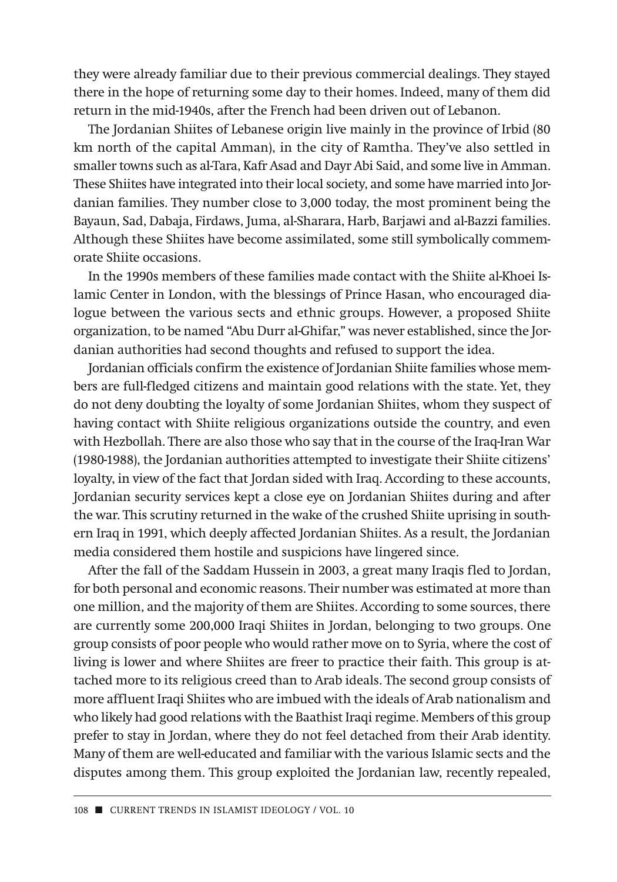they were already familiar due to their previous commercial dealings. They stayed there in the hope of returning some day to their homes. Indeed, many of them did return in the mid-1940s, after the French had been driven out of Lebanon.

The Jordanian Shiites of Lebanese origin live mainly in the province of Irbid (80 km north of the capital Amman), in the city of Ramtha. They've also settled in smaller towns such as al-Tara, Kafr Asad and Dayr Abi Said, and some live in Amman. These Shiites have integrated into their local society, and some have married into Jordanian families. They number close to 3,000 today, the most prominent being the Bayaun, Sad, Dabaja, Firdaws, Juma, al-Sharara, Harb, Barjawi and al-Bazzi families. Although these Shiites have become assimilated, some still symbolically commemorate Shiite occasions.

In the 1990s members of these families made contact with the Shiite al-Khoei Islamic Center in London, with the blessings of Prince Hasan, who encouraged dialogue between the various sects and ethnic groups. However, a proposed Shiite organization, to be named "Abu Durr al-Ghifar," was never established, since the Jordanian authorities had second thoughts and refused to support the idea.

Jordanian officials confirm the existence of Jordanian Shiite families whose members are full-fledged citizens and maintain good relations with the state. Yet, they do not deny doubting the loyalty of some Jordanian Shiites, whom they suspect of having contact with Shiite religious organizations outside the country, and even with Hezbollah. There are also those who say that in the course of the Iraq-Iran War (1980-1988), the Jordanian authorities attempted to investigate their Shiite citizens' loyalty, in view of the fact that Jordan sided with Iraq. According to these accounts, Jordanian security services kept a close eye on Jordanian Shiites during and after the war. This scrutiny returned in the wake of the crushed Shiite uprising in southern Iraq in 1991, which deeply affected Jordanian Shiites. As a result, the Jordanian media considered them hostile and suspicions have lingered since.

After the fall of the Saddam Hussein in 2003, a great many Iraqis fled to Jordan, for both personal and economic reasons. Their number was estimated at more than one million, and the majority of them are Shiites. According to some sources, there are currently some 200,000 Iraqi Shiites in Jordan, belonging to two groups. One group consists of poor people who would rather move on to Syria, where the cost of living is lower and where Shiites are freer to practice their faith. This group is attached more to its religious creed than to Arab ideals. The second group consists of more affluent Iraqi Shiites who are imbued with the ideals of Arab nationalism and who likely had good relations with the Baathist Iraqi regime. Members of this group prefer to stay in Jordan, where they do not feel detached from their Arab identity. Many of them are well-educated and familiar with the various Islamic sects and the disputes among them. This group exploited the Jordanian law, recently repealed,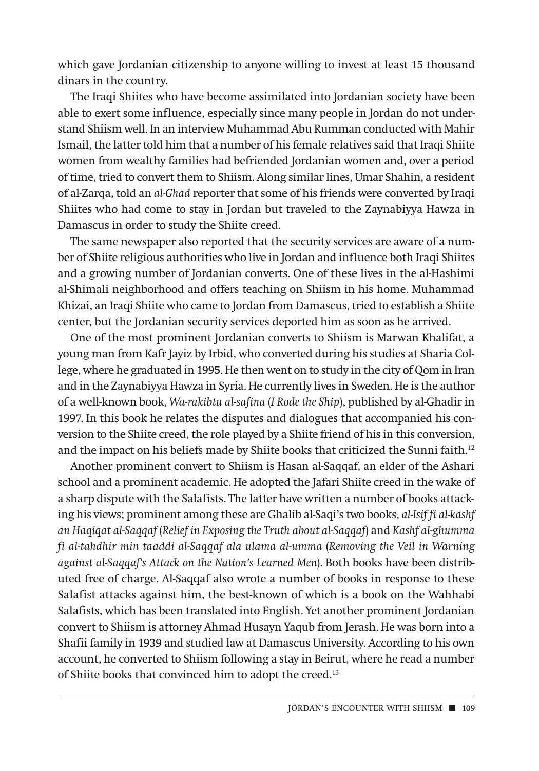which gave Jordanian citizenship to anyone willing to invest at least 15 thousand dinars in the country.

The Iraqi Shiites who have become assimilated into Jordanian society have been able to exert some influence, especially since many people in Jordan do not understand Shiism well. In an interview Muhammad Abu Rumman conducted with Mahir Ismail, the latter told him that a number of his female relatives said that Iraqi Shiite women from wealthy families had befriended Jordanian women and, over a period of time, tried to convert them to Shiism. Along similar lines, Umar Shahin, a resident of al-Zarqa, told an *al-Ghad* reporter that some of his friends were converted by Iraqi Shiites who had come to stay in Jordan but traveled to the Zaynabiyya Hawza in Damascus in order to study the Shiite creed.

The same newspaper also reported that the security services are aware of a number of Shiite religious authorities who live in Jordan and influence both Iraqi Shiites and a growing number of Jordanian converts. One of these lives in the al-Hashimi al-Shimali neighborhood and offers teaching on Shiism in his home. Muhammad Khizai, an Iraqi Shiite who came to Jordan from Damascus, tried to establish a Shiite center, but the Jordanian security services deported him as soon as he arrived.

One of the most prominent Jordanian converts to Shiism is Marwan Khalifat, a young man from Kafr Jayiz by Irbid, who converted during his studies at Sharia College, where he graduated in 1995. He then went on to study in the city of Qom in Iran and in the Zaynabiyya Hawza in Syria. He currently lives in Sweden. He is the author of a well-known book, *Wa-rakibtu al-safina* (*I Rode the Ship*), published by al-Ghadir in 1997. In this book he relates the disputes and dialogues that accompanied his conversion to the Shiite creed, the role played by a Shiite friend of his in this conversion, and the impact on his beliefs made by Shiite books that criticized the Sunni faith.[12]

Another prominent convert to Shiism is Hasan al-Saqqaf, an elder of the Ashari school and a prominent academic. He adopted the Jafari Shiite creed in the wake of a sharp dispute with the Salafists. The latter have written a number of books attacking his views; prominent among these are Ghalib al-Saqi's two books, *al-Isif fi al-kashf an Haqiqat al-Saqqaf* (*Relief in Exposing the Truth about al-Saqqaf*) and *Kashf al-ghumma fi al-tahdhir min taaddi al-Saqqaf ala ulama al-umma* (*Removing the Veil in Warning against al-Saqqaf's Attack on the Nation's Learned Men*). Both books have been distributed free of charge. Al-Saqqaf also wrote a number of books in response to these Salafist attacks against him, the best-known of which is a book on the Wahhabi Salafists, which has been translated into English. Yet another prominent Jordanian convert to Shiism is attorney Ahmad Husayn Yaqub from Jerash. He was born into a Shafii family in 1939 and studied law at Damascus University. According to his own account, he converted to Shiism following a stay in Beirut, where he read a number of Shiite books that convinced him to adopt the creed.[13]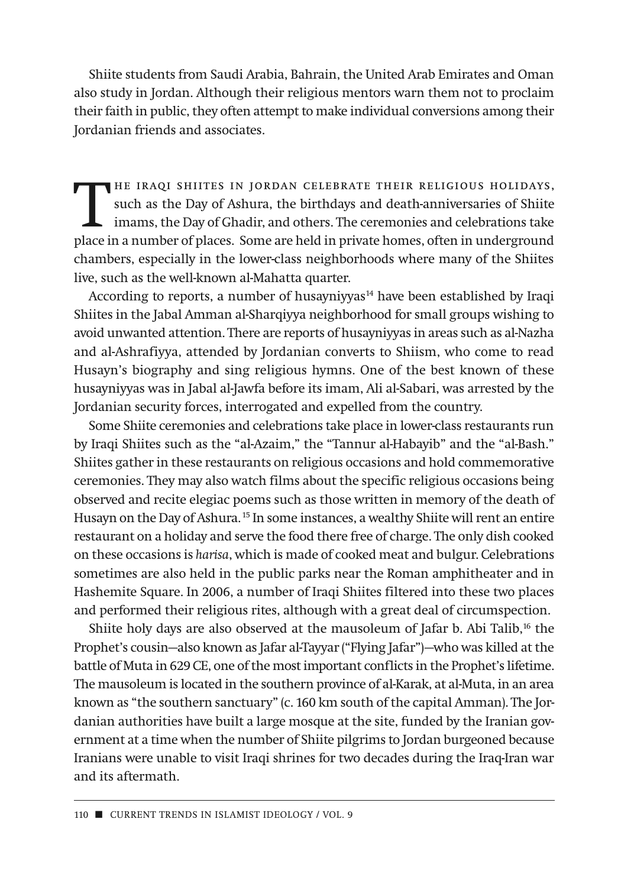Shiite students from Saudi Arabia, Bahrain, the United Arab Emirates and Oman also study in Jordan. Although their religious mentors warn them not to proclaim their faith in public, they often attempt to make individual conversions among their Jordanian friends and associates.

The Iraqi Shiites in Jordan celebrate their religious holidays, such as the Day of Ashura, the birthdays and death-anniversaries of Shiite imams, the Day of Ghadir, and others. The ceremonies and celebrations take place in a number of places. Some are held in private homes, often in underground chambers, especially in the lower-class neighborhoods where many of the Shiites live, such as the well-known al-Mahatta quarter.

According to reports, a number of husayniyyas[14] have been established by Iraqi Shiites in the Jabal Amman al-Sharqiyya neighborhood for small groups wishing to avoid unwanted attention. There are reports of husayniyyas in areas such as al-Nazha and al-Ashrafiyya, attended by Jordanian converts to Shiism, who come to read Husayn's biography and sing religious hymns. One of the best known of these husayniyyas was in Jabal al-Jawfa before its imam, Ali al-Sabari, was arrested by the Jordanian security forces, interrogated and expelled from the country.

Some Shiite ceremonies and celebrations take place in lower-class restaurants run by Iraqi Shiites such as the "al-Azaim," the "Tannur al-Habayib" and the "al-Bash." Shiites gather in these restaurants on religious occasions and hold commemorative ceremonies. They may also watch films about the specific religious occasions being observed and recite elegiac poems such as those written in memory of the death of Husayn on the Day of Ashura.[15] In some instances, a wealthy Shiite will rent an entire restaurant on a holiday and serve the food there free of charge. The only dish cooked on these occasions is *harisa*, which is made of cooked meat and bulgur. Celebrations sometimes are also held in the public parks near the Roman amphitheater and in Hashemite Square. In 2006, a number of Iraqi Shiites filtered into these two places and performed their religious rites, although with a great deal of circumspection.

Shiite holy days are also observed at the mausoleum of Jafar b. Abi Talib,[16] the Prophet's cousin—also known as Jafar al-Tayyar ("Flying Jafar")—who was killed at the battle of Muta in 629 CE, one of the most important conflicts in the Prophet's lifetime. The mausoleum is located in the southern province of al-Karak, at al-Muta, in an area known as "the southern sanctuary" (c. 160 km south of the capital Amman). The Jordanian authorities have built a large mosque at the site, funded by the Iranian government at a time when the number of Shiite pilgrims to Jordan burgeoned because Iranians were unable to visit Iraqi shrines for two decades during the Iraq-Iran war and its aftermath.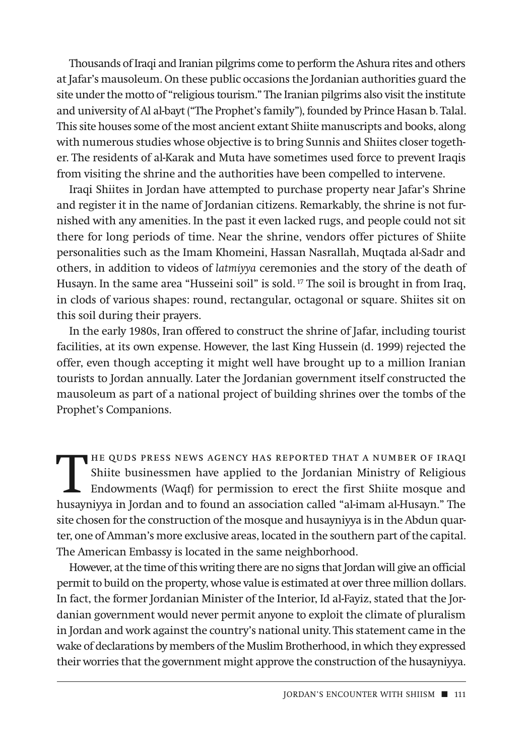Thousands of Iraqi and Iranian pilgrims come to perform the Ashura rites and others at Jafar's mausoleum. On these public occasions the Jordanian authorities guard the site under the motto of "religious tourism." The Iranian pilgrims also visit the institute and university of Al al-bayt ("The Prophet's family"), founded by Prince Hasan b. Talal. This site houses some of the most ancient extant Shiite manuscripts and books, along with numerous studies whose objective is to bring Sunnis and Shiites closer together. The residents of al-Karak and Muta have sometimes used force to prevent Iraqis from visiting the shrine and the authorities have been compelled to intervene.

Iraqi Shiites in Jordan have attempted to purchase property near Jafar's Shrine and register it in the name of Jordanian citizens. Remarkably, the shrine is not furnished with any amenities. In the past it even lacked rugs, and people could not sit there for long periods of time. Near the shrine, vendors offer pictures of Shiite personalities such as the Imam Khomeini, Hassan Nasrallah, Muqtada al-Sadr and others, in addition to videos of *latmiyya* ceremonies and the story of the death of Husayn. In the same area "Husseini soil" is sold. [17] The soil is brought in from Iraq, in clods of various shapes: round, rectangular, octagonal or square. Shiites sit on this soil during their prayers.

In the early 1980s, Iran offered to construct the shrine of Jafar, including tourist facilities, at its own expense. However, the last King Hussein (d. 1999) rejected the offer, even though accepting it might well have brought up to a million Iranian tourists to Jordan annually. Later the Jordanian government itself constructed the mausoleum as part of a national project of building shrines over the tombs of the Prophet's Companions.

The Quds Press News Agency has reported that a number of Iraqi Shiite businessmen have applied to the Jordanian Ministry of Religious Endowments (Waqf) for permission to erect the first Shiite mosque and husayniyya in Jordan and to found an association called "al-imam al-Husayn." The site chosen for the construction of the mosque and husayniyya is in the Abdun quarter, one of Amman's more exclusive areas, located in the southern part of the capital. The American Embassy is located in the same neighborhood.

However, at the time of this writing there are no signs that Jordan will give an official permit to build on the property, whose value is estimated at over three million dollars. In fact, the former Jordanian Minister of the Interior, Id al-Fayiz, stated that the Jordanian government would never permit anyone to exploit the climate of pluralism in Jordan and work against the country's national unity. This statement came in the wake of declarations by members of the Muslim Brotherhood, in which they expressed their worries that the government might approve the construction of the husayniyya.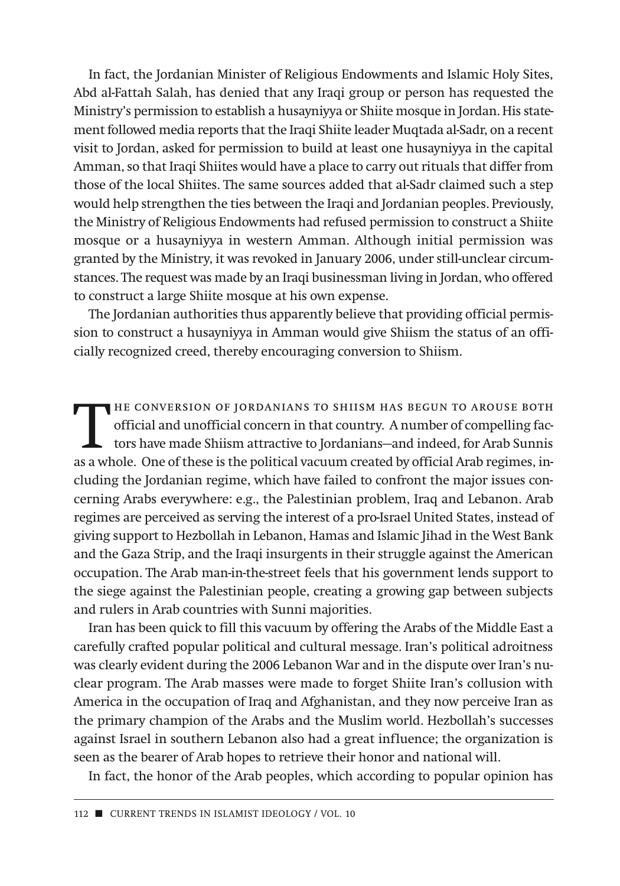In fact, the Jordanian Minister of Religious Endowments and Islamic Holy Sites, Abd al-Fattah Salah, has denied that any Iraqi group or person has requested the Ministry's permission to establish a husayniyya or Shiite mosque in Jordan. His statement followed media reports that the Iraqi Shiite leader Muqtada al-Sadr, on a recent visit to Jordan, asked for permission to build at least one husayniyya in the capital Amman, so that Iraqi Shiites would have a place to carry out rituals that differ from those of the local Shiites. The same sources added that al-Sadr claimed such a step would help strengthen the ties between the Iraqi and Jordanian peoples. Previously, the Ministry of Religious Endowments had refused permission to construct a Shiite mosque or a husayniyya in western Amman. Although initial permission was granted by the Ministry, it was revoked in January 2006, under still-unclear circumstances. The request was made by an Iraqi businessman living in Jordan, who offered to construct a large Shiite mosque at his own expense.

The Jordanian authorities thus apparently believe that providing official permission to construct a husayniyya in Amman would give Shiism the status of an officially recognized creed, thereby encouraging conversion to Shiism.

The conversion of Jordanians to Shiism has begun to arouse both official and unofficial concern in that country. A number of compelling factors have made Shiism attractive to Jordanians—and indeed, for Arab Sunnis as a whole. One of these is the political vacuum created by official Arab regimes, including the Jordanian regime, which have failed to confront the major issues concerning Arabs everywhere: e.g., the Palestinian problem, Iraq and Lebanon. Arab regimes are perceived as serving the interest of a pro-Israel United States, instead of giving support to Hezbollah in Lebanon, Hamas and Islamic Jihad in the West Bank and the Gaza Strip, and the Iraqi insurgents in their struggle against the American occupation. The Arab man-in-the-street feels that his government lends support to the siege against the Palestinian people, creating a growing gap between subjects and rulers in Arab countries with Sunni majorities.

Iran has been quick to fill this vacuum by offering the Arabs of the Middle East a carefully crafted popular political and cultural message. Iran's political adroitness was clearly evident during the 2006 Lebanon War and in the dispute over Iran's nuclear program. The Arab masses were made to forget Shiite Iran's collusion with America in the occupation of Iraq and Afghanistan, and they now perceive Iran as the primary champion of the Arabs and the Muslim world. Hezbollah's successes against Israel in southern Lebanon also had a great influence; the organization is seen as the bearer of Arab hopes to retrieve their honor and national will.

In fact, the honor of the Arab peoples, which according to popular opinion has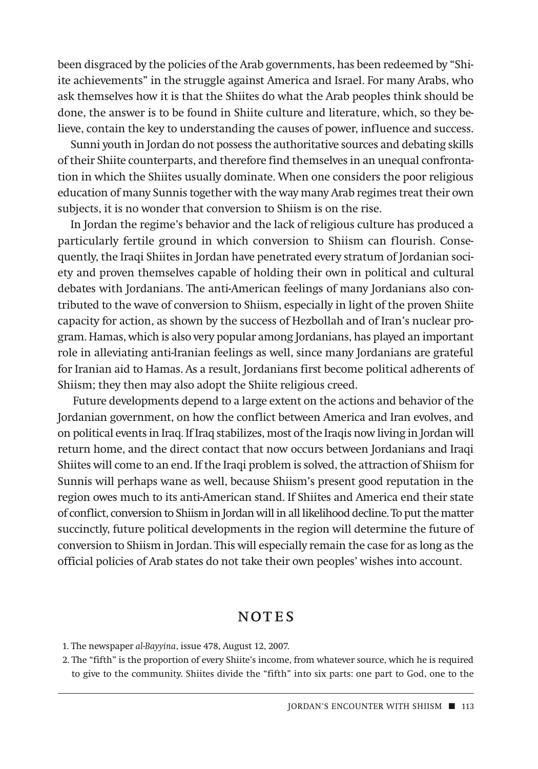been disgraced by the policies of the Arab governments, has been redeemed by "Shiite achievements" in the struggle against America and Israel. For many Arabs, who ask themselves how it is that the Shiites do what the Arab peoples think should be done, the answer is to be found in Shiite culture and literature, which, so they believe, contain the key to understanding the causes of power, influence and success.

Sunni youth in Jordan do not possess the authoritative sources and debating skills of their Shiite counterparts, and therefore find themselves in an unequal confrontation in which the Shiites usually dominate. When one considers the poor religious education of many Sunnis together with the way many Arab regimes treat their own subjects, it is no wonder that conversion to Shiism is on the rise.

In Jordan the regime's behavior and the lack of religious culture has produced a particularly fertile ground in which conversion to Shiism can flourish. Consequently, the Iraqi Shiites in Jordan have penetrated every stratum of Jordanian society and proven themselves capable of holding their own in political and cultural debates with Jordanians. The anti-American feelings of many Jordanians also contributed to the wave of conversion to Shiism, especially in light of the proven Shiite capacity for action, as shown by the success of Hezbollah and of Iran's nuclear program. Hamas, which is also very popular among Jordanians, has played an important role in alleviating anti-Iranian feelings as well, since many Jordanians are grateful for Iranian aid to Hamas. As a result, Jordanians first become political adherents of Shiism; they then may also adopt the Shiite religious creed.

Future developments depend to a large extent on the actions and behavior of the Jordanian government, on how the conflict between America and Iran evolves, and on political events in Iraq. If Iraq stabilizes, most of the Iraqis now living in Jordan will return home, and the direct contact that now occurs between Jordanians and Iraqi Shiites will come to an end. If the Iraqi problem is solved, the attraction of Shiism for Sunnis will perhaps wane as well, because Shiism's present good reputation in the region owes much to its anti-American stand. If Shiites and America end their state of conflict, conversion to Shiism in Jordan will in all likelihood decline. To put the matter succinctly, future political developments in the region will determine the future of conversion to Shiism in Jordan. This will especially remain the case for as long as the official policies of Arab states do not take their own peoples' wishes into account.

## NOTES

1. The newspaper *al-Bayyina*, issue 478, August 12, 2007.
2. The "fifth" is the proportion of every Shiite's income, from whatever source, which he is required to give to the community. Shiites divide the "fifth" into six parts: one part to God, one to the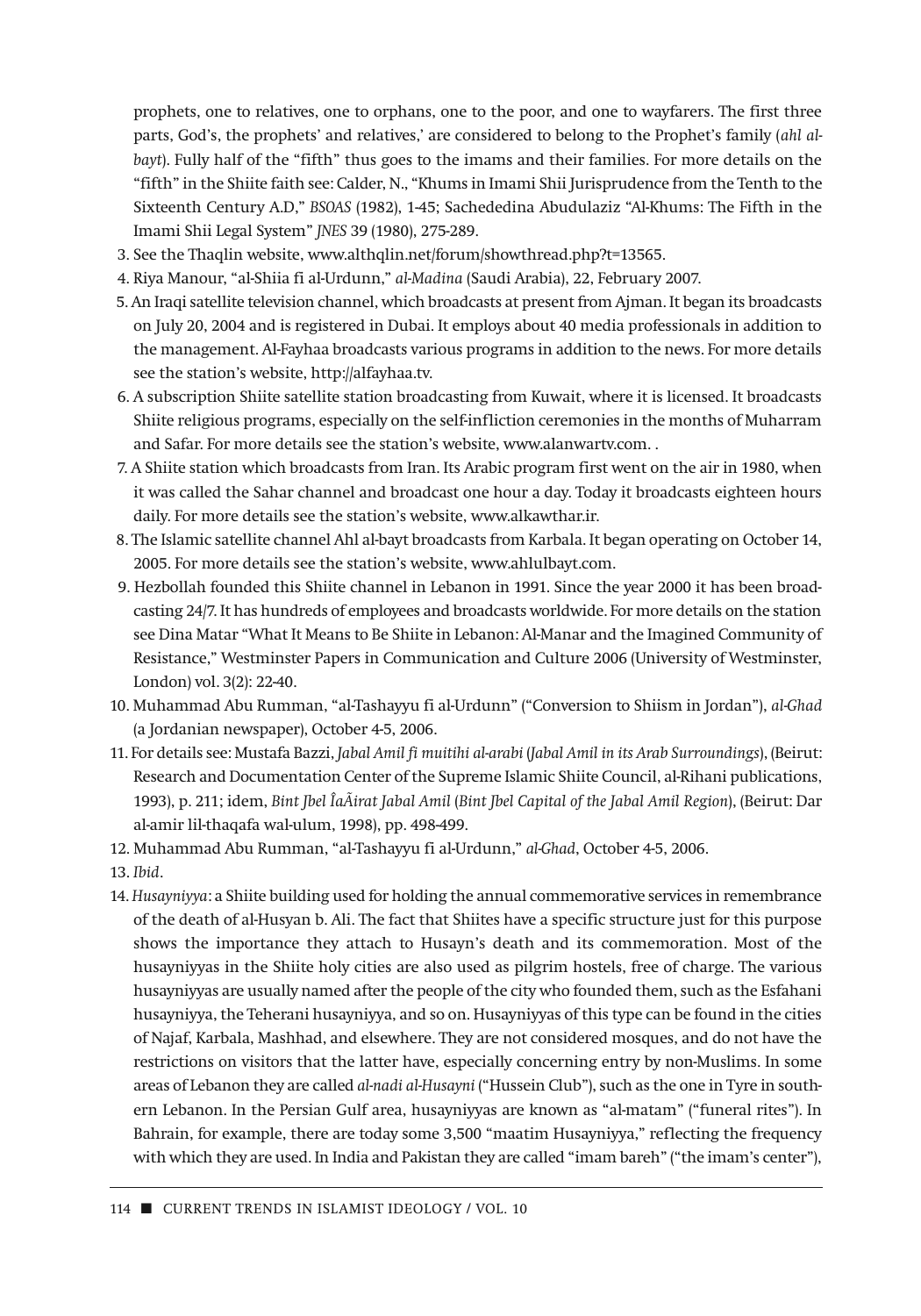prophets, one to relatives, one to orphans, one to the poor, and one to wayfarers. The first three parts, God's, the prophets' and relatives,' are considered to belong to the Prophet's family (*ahl al-bayt*). Fully half of the "fifth" thus goes to the imams and their families. For more details on the "fifth" in the Shiite faith see: Calder, N., "Khums in Imami Shii Jurisprudence from the Tenth to the Sixteenth Century A.D," *BSOAS* (1982), 1-45; Sachededina Abudulaziz "Al-Khums: The Fifth in the Imami Shii Legal System" *JNES* 39 (1980), 275-289.

3. See the Thaqlin website, www.althqlin.net/forum/showthread.php?t=13565.
4. Riya Manour, "al-Shiia fi al-Urdunn," *al-Madina* (Saudi Arabia), 22, February 2007.
5. An Iraqi satellite television channel, which broadcasts at present from Ajman. It began its broadcasts on July 20, 2004 and is registered in Dubai. It employs about 40 media professionals in addition to the management. Al-Fayhaa broadcasts various programs in addition to the news. For more details see the station's website, http://alfayhaa.tv.
6. A subscription Shiite satellite station broadcasting from Kuwait, where it is licensed. It broadcasts Shiite religious programs, especially on the self-infliction ceremonies in the months of Muharram and Safar. For more details see the station's website, www.alanwartv.com. .
7. A Shiite station which broadcasts from Iran. Its Arabic program first went on the air in 1980, when it was called the Sahar channel and broadcast one hour a day. Today it broadcasts eighteen hours daily. For more details see the station's website, www.alkawthar.ir.
8. The Islamic satellite channel Ahl al-bayt broadcasts from Karbala. It began operating on October 14, 2005. For more details see the station's website, www.ahlulbayt.com.
9. Hezbollah founded this Shiite channel in Lebanon in 1991. Since the year 2000 it has been broadcasting 24/7. It has hundreds of employees and broadcasts worldwide. For more details on the station see Dina Matar "What It Means to Be Shiite in Lebanon: Al-Manar and the Imagined Community of Resistance," Westminster Papers in Communication and Culture 2006 (University of Westminster, London) vol. 3(2): 22-40.
10. Muhammad Abu Rumman, "al-Tashayyu fi al-Urdunn" ("Conversion to Shiism in Jordan"), *al-Ghad* (a Jordanian newspaper), October 4-5, 2006.
11. For details see: Mustafa Bazzi, *Jabal Amil fi muitihi al-arabi* (*Jabal Amil in its Arab Surroundings*), (Beirut: Research and Documentation Center of the Supreme Islamic Shiite Council, al-Rihani publications, 1993), p. 211; idem, *Bint Jbel ÎaÃirat Jabal Amil* (*Bint Jbel Capital of the Jabal Amil Region*), (Beirut: Dar al-amir lil-thaqafa wal-ulum, 1998), pp. 498-499.
12. Muhammad Abu Rumman, "al-Tashayyu fi al-Urdunn," *al-Ghad*, October 4-5, 2006.
13. *Ibid*.
14. *Husayniyya*: a Shiite building used for holding the annual commemorative services in remembrance of the death of al-Husyan b. Ali. The fact that Shiites have a specific structure just for this purpose shows the importance they attach to Husayn's death and its commemoration. Most of the husayniyyas in the Shiite holy cities are also used as pilgrim hostels, free of charge. The various husayniyyas are usually named after the people of the city who founded them, such as the Esfahani husayniyya, the Teherani husayniyya, and so on. Husayniyyas of this type can be found in the cities of Najaf, Karbala, Mashhad, and elsewhere. They are not considered mosques, and do not have the restrictions on visitors that the latter have, especially concerning entry by non-Muslims. In some areas of Lebanon they are called *al-nadi al-Husayni* ("Hussein Club"), such as the one in Tyre in southern Lebanon. In the Persian Gulf area, husayniyyas are known as "al-matam" ("funeral rites"). In Bahrain, for example, there are today some 3,500 "maatim Husayniyya," reflecting the frequency with which they are used. In India and Pakistan they are called "imam bareh" ("the imam's center"),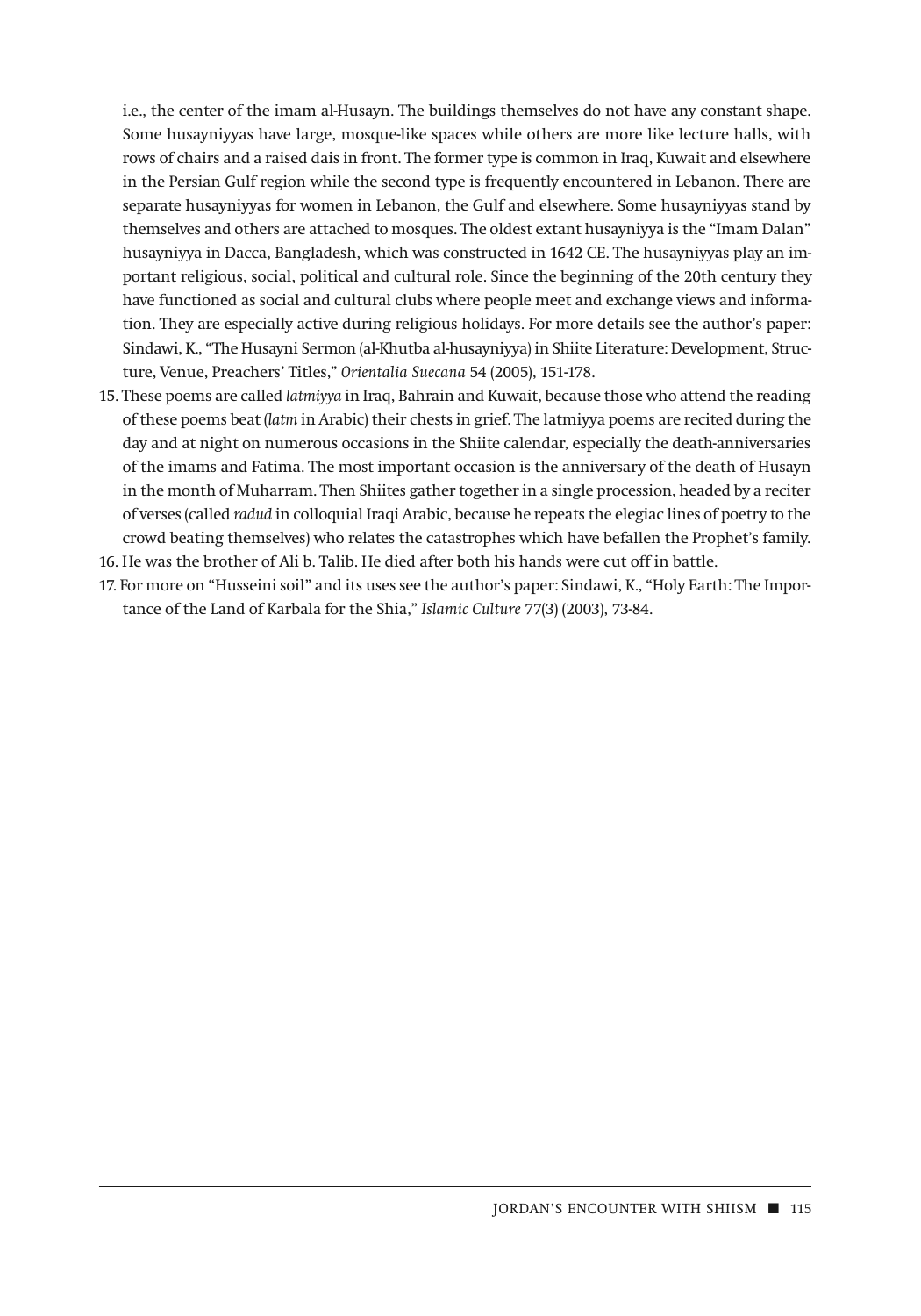i.e., the center of the imam al-Husayn. The buildings themselves do not have any constant shape. Some husayniyyas have large, mosque-like spaces while others are more like lecture halls, with rows of chairs and a raised dais in front. The former type is common in Iraq, Kuwait and elsewhere in the Persian Gulf region while the second type is frequently encountered in Lebanon. There are separate husayniyyas for women in Lebanon, the Gulf and elsewhere. Some husayniyyas stand by themselves and others are attached to mosques. The oldest extant husayniyya is the "Imam Dalan" husayniyya in Dacca, Bangladesh, which was constructed in 1642 CE. The husayniyyas play an important religious, social, political and cultural role. Since the beginning of the 20th century they have functioned as social and cultural clubs where people meet and exchange views and information. They are especially active during religious holidays. For more details see the author's paper: Sindawi, K., "The Husayni Sermon (al-Khutba al-husayniyya) in Shiite Literature: Development, Structure, Venue, Preachers' Titles," *Orientalia Suecana* 54 (2005), 151-178.

15. These poems are called *latmiyya* in Iraq, Bahrain and Kuwait, because those who attend the reading of these poems beat (*latm* in Arabic) their chests in grief. The latmiyya poems are recited during the day and at night on numerous occasions in the Shiite calendar, especially the death-anniversaries of the imams and Fatima. The most important occasion is the anniversary of the death of Husayn in the month of Muharram. Then Shiites gather together in a single procession, headed by a reciter of verses (called *radud* in colloquial Iraqi Arabic, because he repeats the elegiac lines of poetry to the crowd beating themselves) who relates the catastrophes which have befallen the Prophet's family.
16. He was the brother of Ali b. Talib. He died after both his hands were cut off in battle.
17. For more on "Husseini soil" and its uses see the author's paper: Sindawi, K., "Holy Earth: The Importance of the Land of Karbala for the Shia," *Islamic Culture* 77(3) (2003), 73-84.